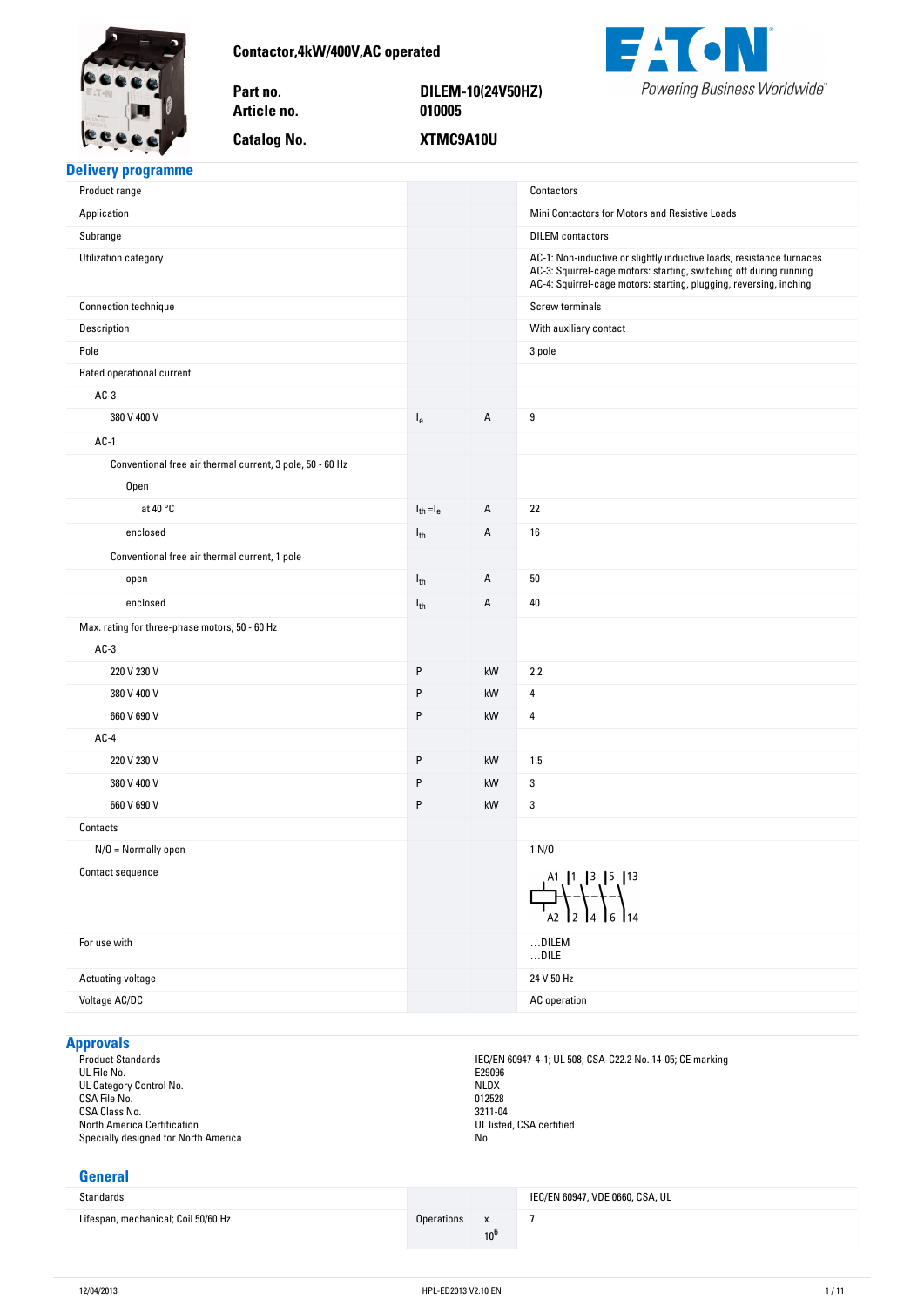**Contactor,4kW/400V,AC operated**

| | |
|---|---|
| Part no. | DILEM-10(24V50HZ) |
| Article no. | 010005 |
| Catalog No. | XTMC9A10U |

EATON Powering Business Worldwide

## Delivery programme

| | | | |
|---|---|---|---|
| Product range | | | Contactors |
| Application | | | Mini Contactors for Motors and Resistive Loads |
| Subrange | | | DILEM contactors |
| Utilization category | | | AC-1: Non-inductive or slightly inductive loads, resistance furnaces<br>AC-3: Squirrel-cage motors: starting, switching off during running<br>AC-4: Squirrel-cage motors: starting, plugging, reversing, inching |
| Connection technique | | | Screw terminals |
| Description | | | With auxiliary contact |
| Pole | | | 3 pole |
| Rated operational current | | | |
| AC-3 | | | |
| 380 V 400 V | $I_e$ | A | 9 |
| AC-1 | | | |
| Conventional free air thermal current, 3 pole, 50 - 60 Hz | | | |
| Open | | | |
| at 40 °C | $I_{th} = I_e$ | A | 22 |
| enclosed | $I_{th}$ | A | 16 |
| Conventional free air thermal current, 1 pole | | | |
| open | $I_{th}$ | A | 50 |
| enclosed | $I_{th}$ | A | 40 |
| Max. rating for three-phase motors, 50 - 60 Hz | | | |
| AC-3 | | | |
| 220 V 230 V | P | kW | 2.2 |
| 380 V 400 V | P | kW | 4 |
| 660 V 690 V | P | kW | 4 |
| AC-4 | | | |
| 220 V 230 V | P | kW | 1.5 |
| 380 V 400 V | P | kW | 3 |
| 660 V 690 V | P | kW | 3 |
| Contacts | | | |
| N/O = Normally open | | | 1 N/O |
| Contact sequence | | | A1, A2; 1-2, 3-4, 5-6, 13-14 |
| For use with | | | ...DILEM<br>...DILE |
| Actuating voltage | | | 24 V 50 Hz |
| Voltage AC/DC | | | AC operation |

## Approvals

| | |
|---|---|
| Product Standards | IEC/EN 60947-4-1; UL 508; CSA-C22.2 No. 14-05; CE marking |
| UL File No. | E29096 |
| UL Category Control No. | NLDX |
| CSA File No. | 012528 |
| CSA Class No. | 3211-04 |
| North America Certification | UL listed, CSA certified |
| Specially designed for North America | No |

## General

| | | | |
|---|---|---|---|
| Standards | | | IEC/EN 60947, VDE 0660, CSA, UL |
| Lifespan, mechanical; Coil 50/60 Hz | Operations | x $10^6$ | 7 |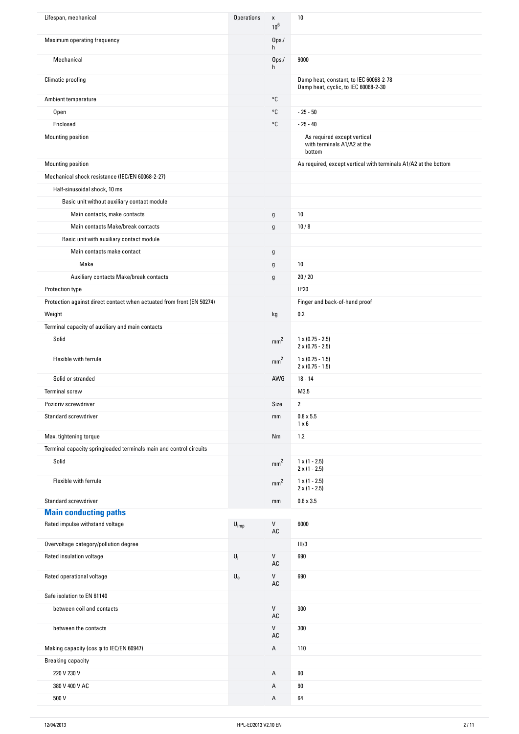| | | | |
|---|---|---|---|
| Lifespan, mechanical | Operations | x $10^6$ | 10 |
| Maximum operating frequency | | Ops./h | |
| Mechanical | | Ops./h | 9000 |
| Climatic proofing | | | Damp heat, constant, to IEC 60068-2-78<br>Damp heat, cyclic, to IEC 60068-2-30 |
| Ambient temperature | | °C | |
| Open | | °C | - 25 - 50 |
| Enclosed | | °C | - 25 - 40 |
| Mounting position | | | As required except vertical with terminals A1/A2 at the bottom |
| Mounting position | | | As required, except vertical with terminals A1/A2 at the bottom |
| Mechanical shock resistance (IEC/EN 60068-2-27) | | | |
| Half-sinusoidal shock, 10 ms | | | |
| Basic unit without auxiliary contact module | | | |
| Main contacts, make contacts | | g | 10 |
| Main contacts Make/break contacts | | g | 10 / 8 |
| Basic unit with auxiliary contact module | | | |
| Main contacts make contact | | g | |
| Make | | g | 10 |
| Auxiliary contacts Make/break contacts | | g | 20 / 20 |
| Protection type | | | IP20 |
| Protection against direct contact when actuated from front (EN 50274) | | | Finger and back-of-hand proof |
| Weight | | kg | 0.2 |
| Terminal capacity of auxiliary and main contacts | | | |
| Solid | | $mm^2$ | 1 x (0.75 - 2.5)<br>2 x (0.75 - 2.5) |
| Flexible with ferrule | | $mm^2$ | 1 x (0.75 - 1.5)<br>2 x (0.75 - 1.5) |
| Solid or stranded | | AWG | 18 - 14 |
| Terminal screw | | | M3.5 |
| Pozidriv screwdriver | | Size | 2 |
| Standard screwdriver | | mm | 0.8 x 5.5<br>1 x 6 |
| Max. tightening torque | | Nm | 1.2 |
| Terminal capacity springloaded terminals main and control circuits | | | |
| Solid | | $mm^2$ | 1 x (1 - 2.5)<br>2 x (1 - 2.5) |
| Flexible with ferrule | | $mm^2$ | 1 x (1 - 2.5)<br>2 x (1 - 2.5) |
| Standard screwdriver | | mm | 0.6 x 3.5 |

## Main conducting paths

| | | | |
|---|---|---|---|
| Rated impulse withstand voltage | $U_{imp}$ | V AC | 6000 |
| Overvoltage category/pollution degree | | | III/3 |
| Rated insulation voltage | $U_i$ | V AC | 690 |
| Rated operational voltage | $U_e$ | V AC | 690 |
| Safe isolation to EN 61140 | | | |
| between coil and contacts | | V AC | 300 |
| between the contacts | | V AC | 300 |
| Making capacity (cos φ to IEC/EN 60947) | | A | 110 |
| Breaking capacity | | | |
| 220 V 230 V | | A | 90 |
| 380 V 400 V AC | | A | 90 |
| 500 V | | A | 64 |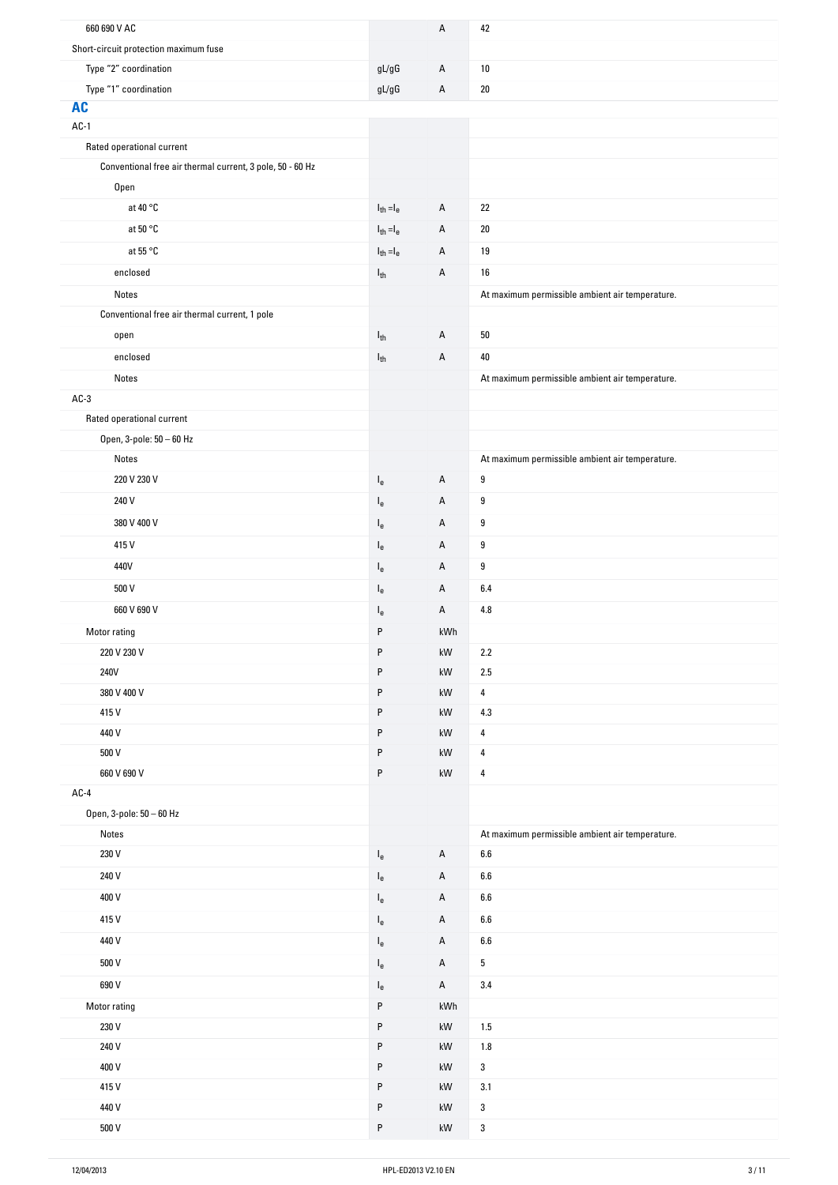| | | | |
|---|---|---|---|
| 660 690 V AC | | A | 42 |
| Short-circuit protection maximum fuse | | | |
| Type "2" coordination | gL/gG | A | 10 |
| Type "1" coordination | gL/gG | A | 20 |

## AC

| | | | |
|---|---|---|---|
| AC-1 | | | |
| Rated operational current | | | |
| Conventional free air thermal current, 3 pole, 50 - 60 Hz | | | |
| Open | | | |
| at 40 °C | $I_{th} = I_e$ | A | 22 |
| at 50 °C | $I_{th} = I_e$ | A | 20 |
| at 55 °C | $I_{th} = I_e$ | A | 19 |
| enclosed | $I_{th}$ | A | 16 |
| Notes | | | At maximum permissible ambient air temperature. |
| Conventional free air thermal current, 1 pole | | | |
| open | $I_{th}$ | A | 50 |
| enclosed | $I_{th}$ | A | 40 |
| Notes | | | At maximum permissible ambient air temperature. |
| AC-3 | | | |
| Rated operational current | | | |
| Open, 3-pole: 50 – 60 Hz | | | |
| Notes | | | At maximum permissible ambient air temperature. |
| 220 V 230 V | $I_e$ | A | 9 |
| 240 V | $I_e$ | A | 9 |
| 380 V 400 V | $I_e$ | A | 9 |
| 415 V | $I_e$ | A | 9 |
| 440V | $I_e$ | A | 9 |
| 500 V | $I_e$ | A | 6.4 |
| 660 V 690 V | $I_e$ | A | 4.8 |
| Motor rating | P | kWh | |
| 220 V 230 V | P | kW | 2.2 |
| 240V | P | kW | 2.5 |
| 380 V 400 V | P | kW | 4 |
| 415 V | P | kW | 4.3 |
| 440 V | P | kW | 4 |
| 500 V | P | kW | 4 |
| 660 V 690 V | P | kW | 4 |
| AC-4 | | | |
| Open, 3-pole: 50 – 60 Hz | | | |
| Notes | | | At maximum permissible ambient air temperature. |
| 230 V | $I_e$ | A | 6.6 |
| 240 V | $I_e$ | A | 6.6 |
| 400 V | $I_e$ | A | 6.6 |
| 415 V | $I_e$ | A | 6.6 |
| 440 V | $I_e$ | A | 6.6 |
| 500 V | $I_e$ | A | 5 |
| 690 V | $I_e$ | A | 3.4 |
| Motor rating | P | kWh | |
| 230 V | P | kW | 1.5 |
| 240 V | P | kW | 1.8 |
| 400 V | P | kW | 3 |
| 415 V | P | kW | 3.1 |
| 440 V | P | kW | 3 |
| 500 V | P | kW | 3 |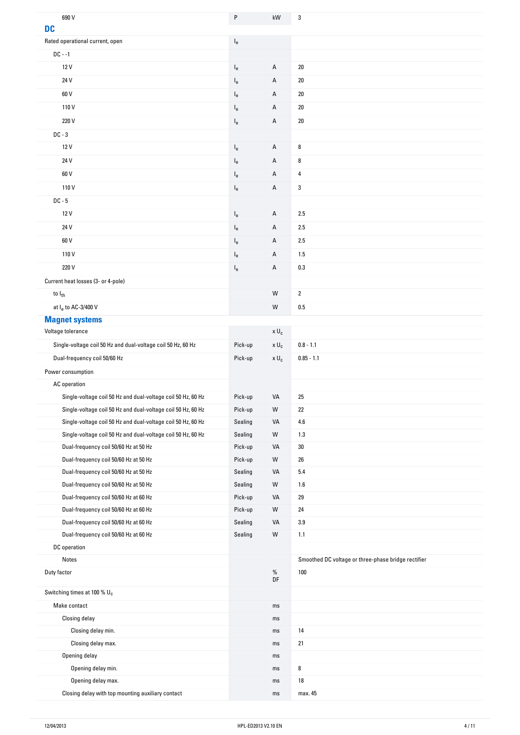| | | | |
|---|---|---|---|
| 690 V | P | kW | 3 |

## DC

| | | | |
|---|---|---|---|
| Rated operational current, open | $I_e$ | | |
| DC - -1 | | | |
| 12 V | $I_e$ | A | 20 |
| 24 V | $I_e$ | A | 20 |
| 60 V | $I_e$ | A | 20 |
| 110 V | $I_e$ | A | 20 |
| 220 V | $I_e$ | A | 20 |
| DC - 3 | | | |
| 12 V | $I_e$ | A | 8 |
| 24 V | $I_e$ | A | 8 |
| 60 V | $I_e$ | A | 4 |
| 110 V | $I_e$ | A | 3 |
| DC - 5 | | | |
| 12 V | $I_e$ | A | 2.5 |
| 24 V | $I_e$ | A | 2.5 |
| 60 V | $I_e$ | A | 2.5 |
| 110 V | $I_e$ | A | 1.5 |
| 220 V | $I_e$ | A | 0.3 |
| Current heat losses (3- or 4-pole) | | | |
| to $I_{th}$ | | W | 2 |
| at $I_e$ to AC-3/400 V | | W | 0.5 |

## Magnet systems

| | | | |
|---|---|---|---|
| Voltage tolerance | | x $U_c$ | |
| Single-voltage coil 50 Hz and dual-voltage coil 50 Hz, 60 Hz | Pick-up | x $U_c$ | 0.8 - 1.1 |
| Dual-frequency coil 50/60 Hz | Pick-up | x $U_c$ | 0.85 - 1.1 |
| Power consumption | | | |
| AC operation | | | |
| Single-voltage coil 50 Hz and dual-voltage coil 50 Hz, 60 Hz | Pick-up | VA | 25 |
| Single-voltage coil 50 Hz and dual-voltage coil 50 Hz, 60 Hz | Pick-up | W | 22 |
| Single-voltage coil 50 Hz and dual-voltage coil 50 Hz, 60 Hz | Sealing | VA | 4.6 |
| Single-voltage coil 50 Hz and dual-voltage coil 50 Hz, 60 Hz | Sealing | W | 1.3 |
| Dual-frequency coil 50/60 Hz at 50 Hz | Pick-up | VA | 30 |
| Dual-frequency coil 50/60 Hz at 50 Hz | Pick-up | W | 26 |
| Dual-frequency coil 50/60 Hz at 50 Hz | Sealing | VA | 5.4 |
| Dual-frequency coil 50/60 Hz at 50 Hz | Sealing | W | 1.6 |
| Dual-frequency coil 50/60 Hz at 60 Hz | Pick-up | VA | 29 |
| Dual-frequency coil 50/60 Hz at 60 Hz | Pick-up | W | 24 |
| Dual-frequency coil 50/60 Hz at 60 Hz | Sealing | VA | 3.9 |
| Dual-frequency coil 50/60 Hz at 60 Hz | Sealing | W | 1.1 |
| DC operation | | | |
| Notes | | | Smoothed DC voltage or three-phase bridge rectifier |
| Duty factor | | % DF | 100 |
| Switching times at 100 % $U_c$ | | | |
| Make contact | | ms | |
| Closing delay | | ms | |
| Closing delay min. | | ms | 14 |
| Closing delay max. | | ms | 21 |
| Opening delay | | ms | |
| Opening delay min. | | ms | 8 |
| Opening delay max. | | ms | 18 |
| Closing delay with top mounting auxiliary contact | | ms | max. 45 |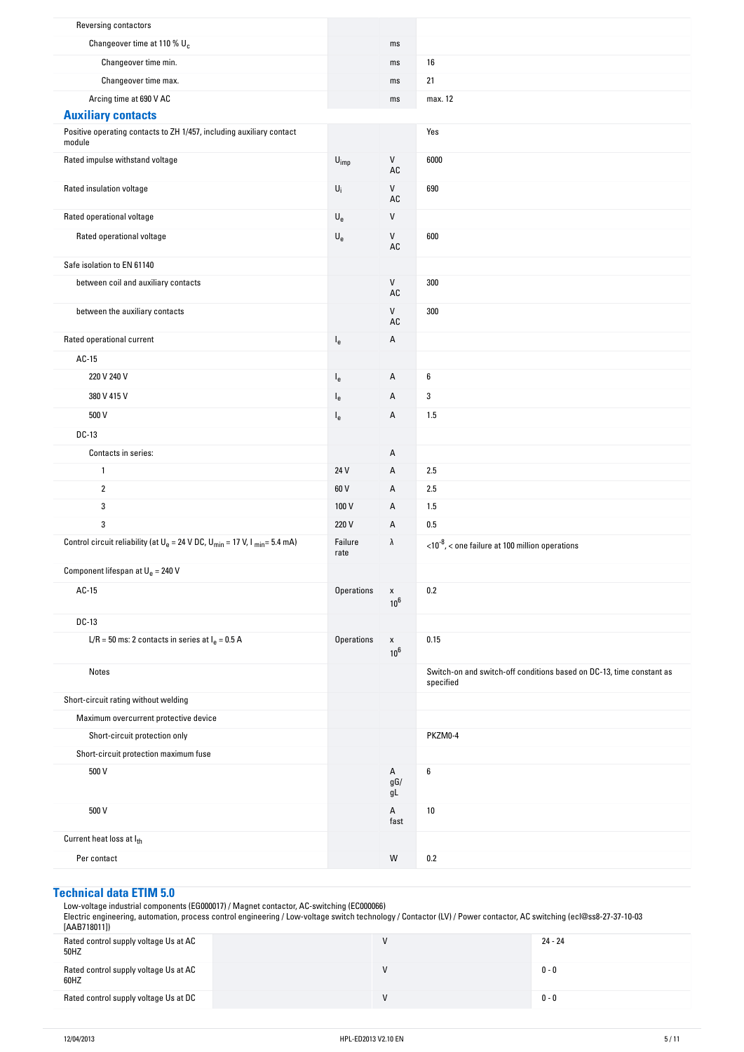| | | | |
|---|---|---|---|
| Reversing contactors | | | |
| Changeover time at 110 % $U_c$ | | ms | |
| Changeover time min. | | ms | 16 |
| Changeover time max. | | ms | 21 |
| Arcing time at 690 V AC | | ms | max. 12 |

## Auxiliary contacts

| | | | |
|---|---|---|---|
| Positive operating contacts to ZH 1/457, including auxiliary contact module | | | Yes |
| Rated impulse withstand voltage | $U_{imp}$ | V AC | 6000 |
| Rated insulation voltage | $U_i$ | V AC | 690 |
| Rated operational voltage | $U_e$ | V | |
| Rated operational voltage | $U_e$ | V AC | 600 |
| Safe isolation to EN 61140 | | | |
| between coil and auxiliary contacts | | V AC | 300 |
| between the auxiliary contacts | | V AC | 300 |
| Rated operational current | $I_e$ | A | |
| AC-15 | | | |
| 220 V 240 V | $I_e$ | A | 6 |
| 380 V 415 V | $I_e$ | A | 3 |
| 500 V | $I_e$ | A | 1.5 |
| DC-13 | | | |
| Contacts in series: | | A | |
| 1 | 24 V | A | 2.5 |
| 2 | 60 V | A | 2.5 |
| 3 | 100 V | A | 1.5 |
| 3 | 220 V | A | 0.5 |
| Control circuit reliability (at $U_e$ = 24 V DC, $U_{min}$ = 17 V, $I_{min}$= 5.4 mA) | Failure rate | λ | $<10^{-8}$, < one failure at 100 million operations |
| Component lifespan at $U_e$ = 240 V | | | |
| AC-15 | Operations | x $10^6$ | 0.2 |
| DC-13 | | | |
| L/R = 50 ms: 2 contacts in series at $I_e$ = 0.5 A | Operations | x $10^6$ | 0.15 |
| Notes | | | Switch-on and switch-off conditions based on DC-13, time constant as specified |
| Short-circuit rating without welding | | | |
| Maximum overcurrent protective device | | | |
| Short-circuit protection only | | | PKZM0-4 |
| Short-circuit protection maximum fuse | | | |
| 500 V | | A gG/gL | 6 |
| 500 V | | A fast | 10 |
| Current heat loss at $I_{th}$ | | | |
| Per contact | | W | 0.2 |

## Technical data ETIM 5.0

Low-voltage industrial components (EG000017) / Magnet contactor, AC-switching (EC000066)
Electric engineering, automation, process control engineering / Low-voltage switch technology / Contactor (LV) / Power contactor, AC switching (ecl@ss8-27-37-10-03 [AAB718011])

| | | | |
|---|---|---|---|
| Rated control supply voltage Us at AC 50HZ | | V | 24 - 24 |
| Rated control supply voltage Us at AC 60HZ | | V | 0 - 0 |
| Rated control supply voltage Us at DC | | V | 0 - 0 |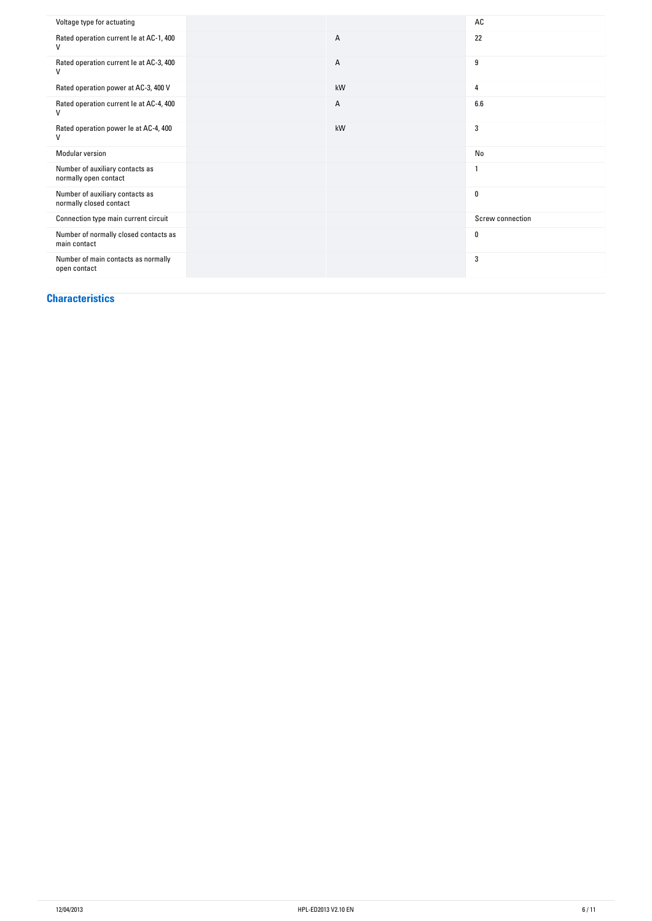| | | | |
|---|---|---|---|
| Voltage type for actuating | | | AC |
| Rated operation current Ie at AC-1, 400 V | | A | 22 |
| Rated operation current Ie at AC-3, 400 V | | A | 9 |
| Rated operation power at AC-3, 400 V | | kW | 4 |
| Rated operation current Ie at AC-4, 400 V | | A | 6.6 |
| Rated operation power Ie at AC-4, 400 V | | kW | 3 |
| Modular version | | | No |
| Number of auxiliary contacts as normally open contact | | | 1 |
| Number of auxiliary contacts as normally closed contact | | | 0 |
| Connection type main current circuit | | | Screw connection |
| Number of normally closed contacts as main contact | | | 0 |
| Number of main contacts as normally open contact | | | 3 |

## Characteristics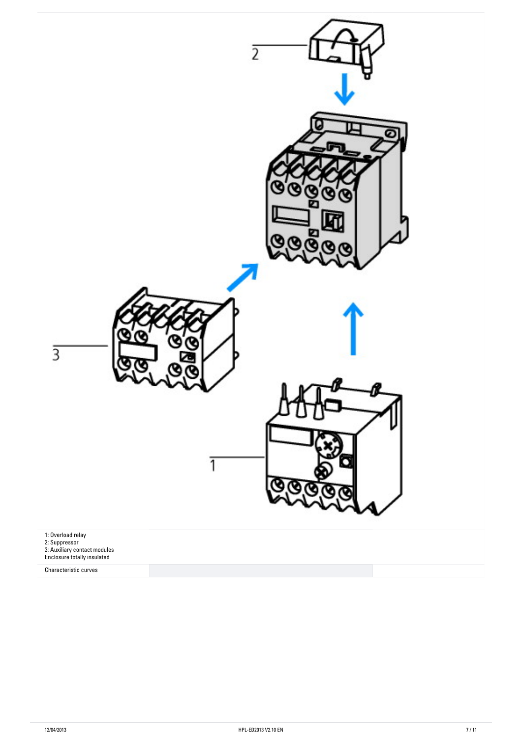1: Overload relay
2: Suppressor
3: Auxiliary contact modules
Enclosure totally insulated

| Characteristic curves | | | |
|---|---|---|---|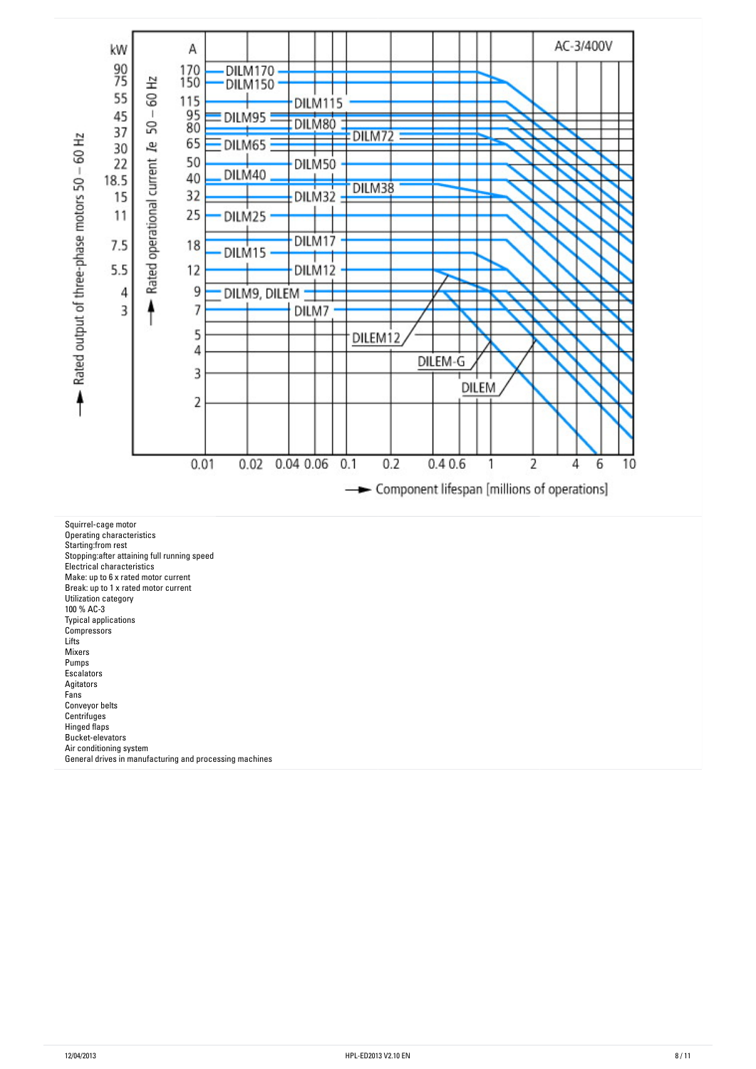Squirrel-cage motor
Operating characteristics
Starting:from rest
Stopping:after attaining full running speed
Electrical characteristics
Make: up to 6 x rated motor current
Break: up to 1 x rated motor current
Utilization category
100 % AC-3
Typical applications
Compressors
Lifts
Mixers
Pumps
Escalators
Agitators
Fans
Conveyor belts
Centrifuges
Hinged flaps
Bucket-elevators
Air conditioning system
General drives in manufacturing and processing machines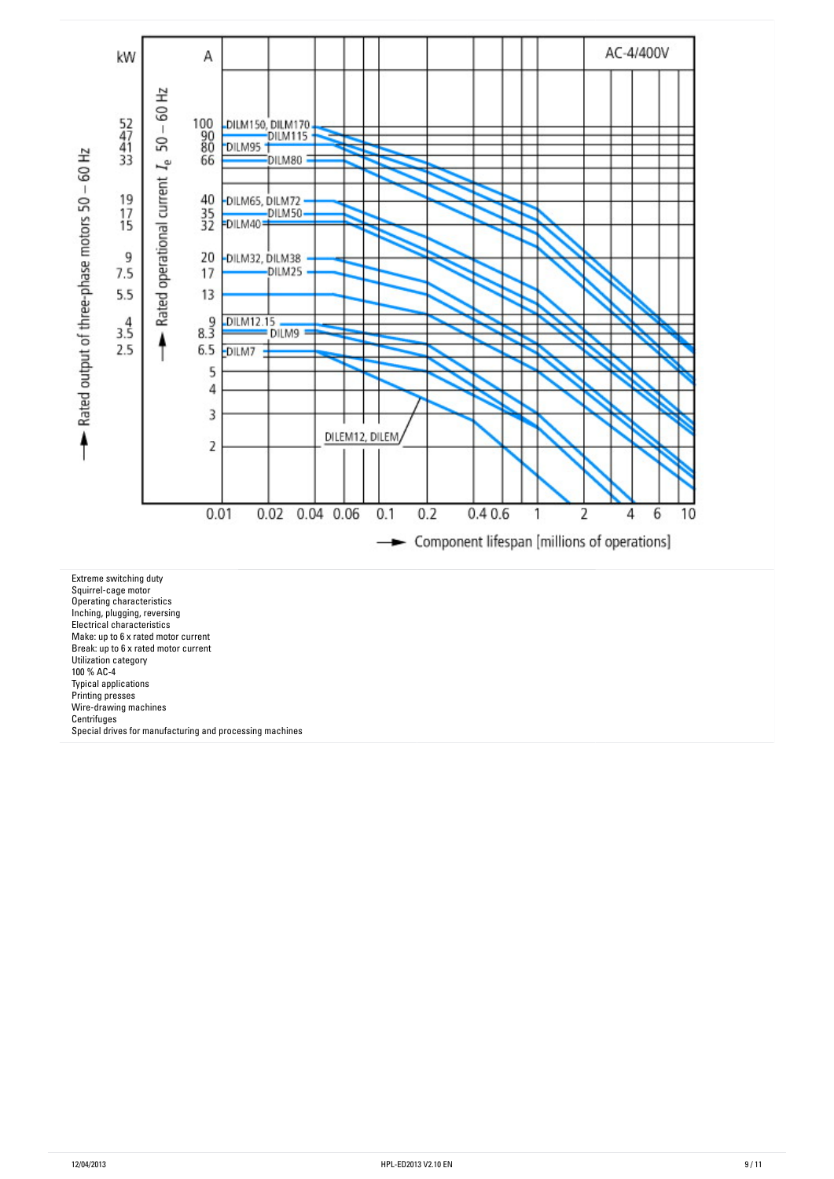Extreme switching duty
Squirrel-cage motor
Operating characteristics
Inching, plugging, reversing
Electrical characteristics
Make: up to 6 x rated motor current
Break: up to 6 x rated motor current
Utilization category
100 % AC-4
Typical applications
Printing presses
Wire-drawing machines
Centrifuges
Special drives for manufacturing and processing machines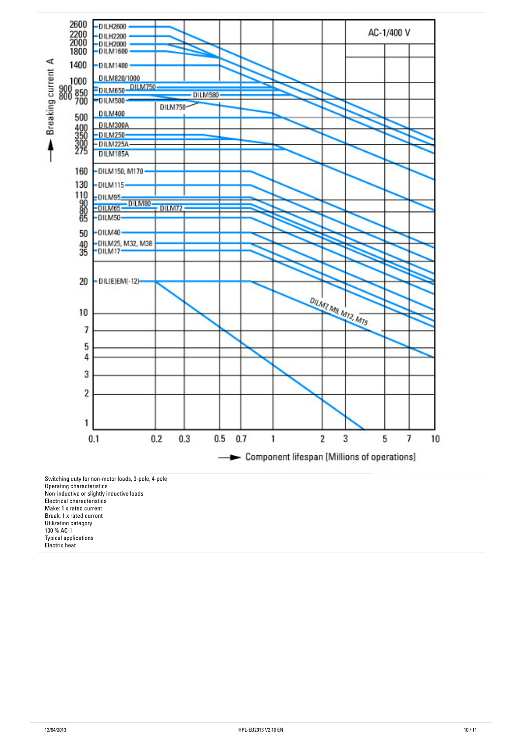Switching duty for non-motor loads, 3-pole, 4-pole
Operating characteristics
Non-inductive or slightly inductive loads
Electrical characteristics
Make: 1 x rated current
Break: 1 x rated current
Utilization category
100 % AC-1
Typical applications
Electric heat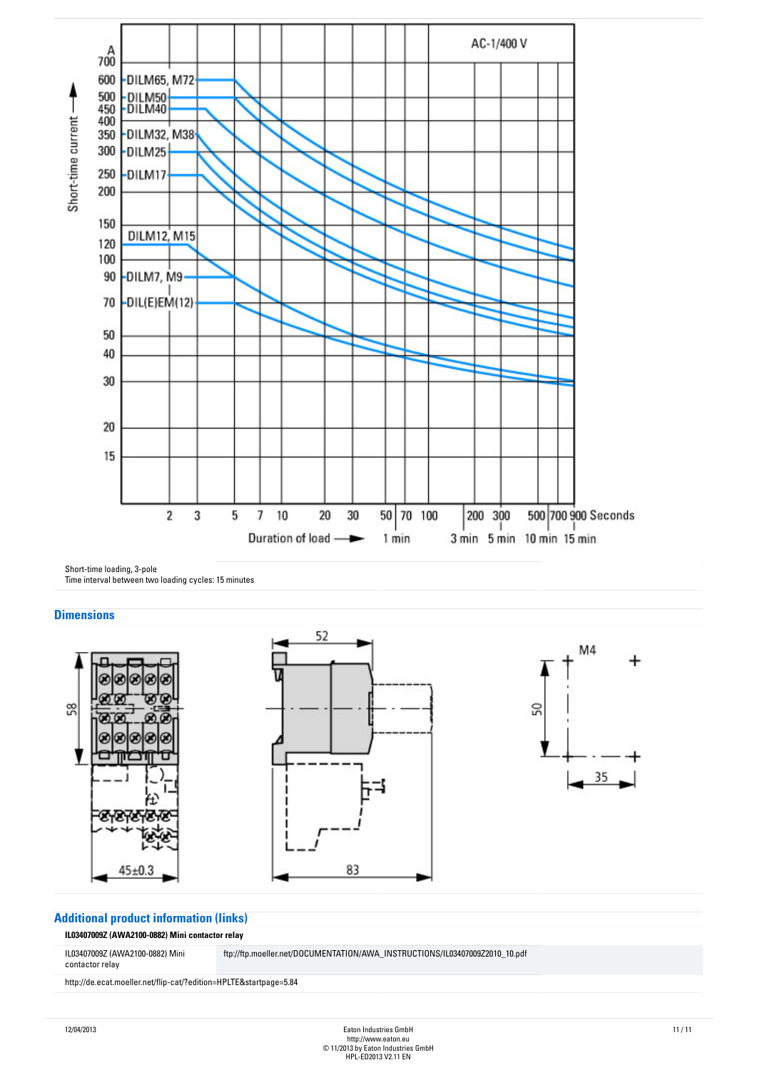AC-1/400 V

A

Short-time current

700
600 DILM65, M72
500 DILM50
450 DILM40
400
350 DILM32, M38
300 DILM25
250 DILM17
200
150
120 DILM12, M15
100
90 DILM7, M9
70 DIL(E)EM(12)
50
40
30
20
15

2 3 5 7 10 20 30 50 70 100 200 300 500 700 900 Seconds

Duration of load 1 min 3 min 5 min 10 min 15 min

Short-time loading, 3-pole
Time interval between two loading cycles: 15 minutes

## Dimensions

58

45±0.3

52

83

M4

50

35

## Additional product information (links)

**IL03407009Z (AWA2100-0882) Mini contactor relay**

| | |
|---|---|
| IL03407009Z (AWA2100-0882) Mini contactor relay | ftp://ftp.moeller.net/DOCUMENTATION/AWA_INSTRUCTIONS/IL03407009Z2010_10.pdf |

http://de.ecat.moeller.net/flip-cat/?edition=HPLTE&startpage=5.84